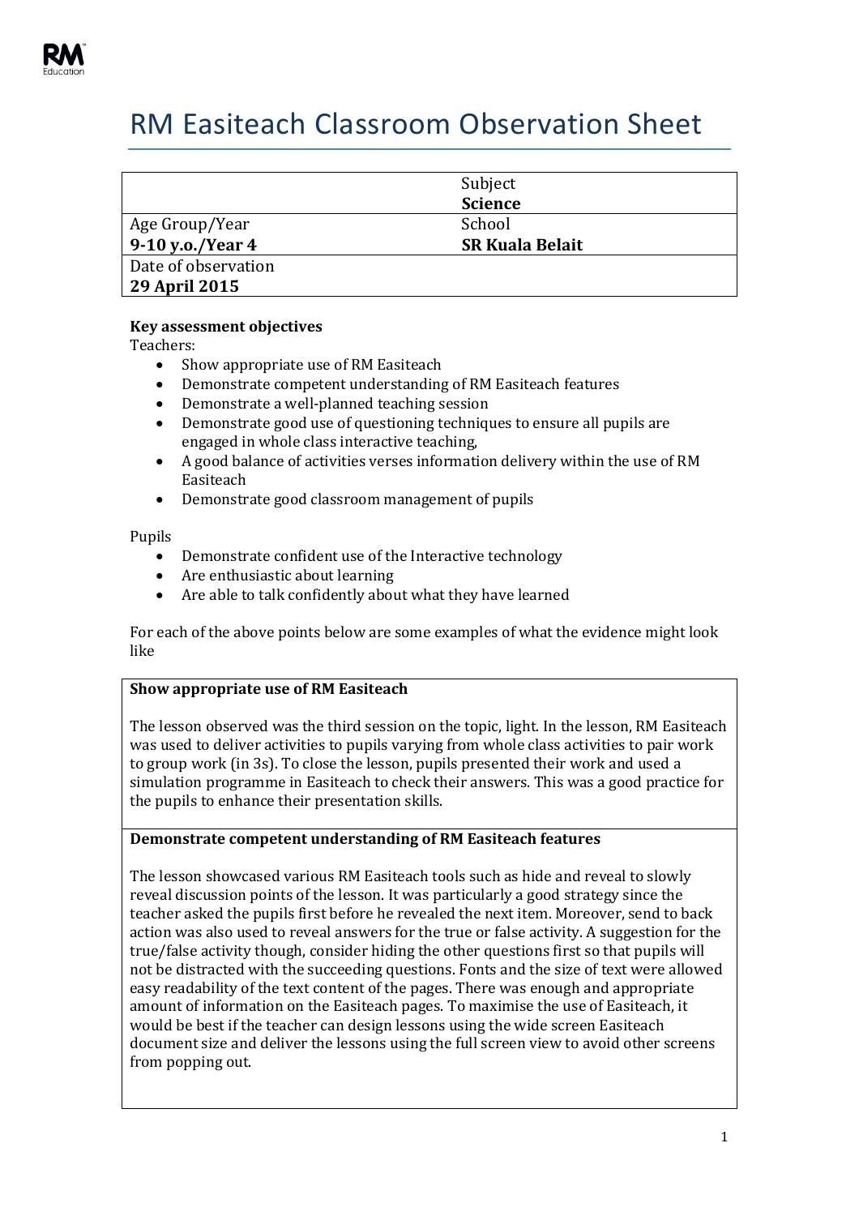# RM Easiteach Classroom Observation Sheet

| | Subject<br>**Science** |
|---|---|
| Age Group/Year<br>**9-10 y.o./Year 4** | School<br>**SR Kuala Belait** |
| Date of observation<br>**29 April 2015** | |

**Key assessment objectives**

Teachers:

- Show appropriate use of RM Easiteach
- Demonstrate competent understanding of RM Easiteach features
- Demonstrate a well-planned teaching session
- Demonstrate good use of questioning techniques to ensure all pupils are engaged in whole class interactive teaching,
- A good balance of activities verses information delivery within the use of RM Easiteach
- Demonstrate good classroom management of pupils

Pupils

- Demonstrate confident use of the Interactive technology
- Are enthusiastic about learning
- Are able to talk confidently about what they have learned

For each of the above points below are some examples of what the evidence might look like

**Show appropriate use of RM Easiteach**

The lesson observed was the third session on the topic, light. In the lesson, RM Easiteach was used to deliver activities to pupils varying from whole class activities to pair work to group work (in 3s). To close the lesson, pupils presented their work and used a simulation programme in Easiteach to check their answers. This was a good practice for the pupils to enhance their presentation skills.

**Demonstrate competent understanding of RM Easiteach features**

The lesson showcased various RM Easiteach tools such as hide and reveal to slowly reveal discussion points of the lesson. It was particularly a good strategy since the teacher asked the pupils first before he revealed the next item. Moreover, send to back action was also used to reveal answers for the true or false activity. A suggestion for the true/false activity though, consider hiding the other questions first so that pupils will not be distracted with the succeeding questions. Fonts and the size of text were allowed easy readability of the text content of the pages. There was enough and appropriate amount of information on the Easiteach pages. To maximise the use of Easiteach, it would be best if the teacher can design lessons using the wide screen Easiteach document size and deliver the lessons using the full screen view to avoid other screens from popping out.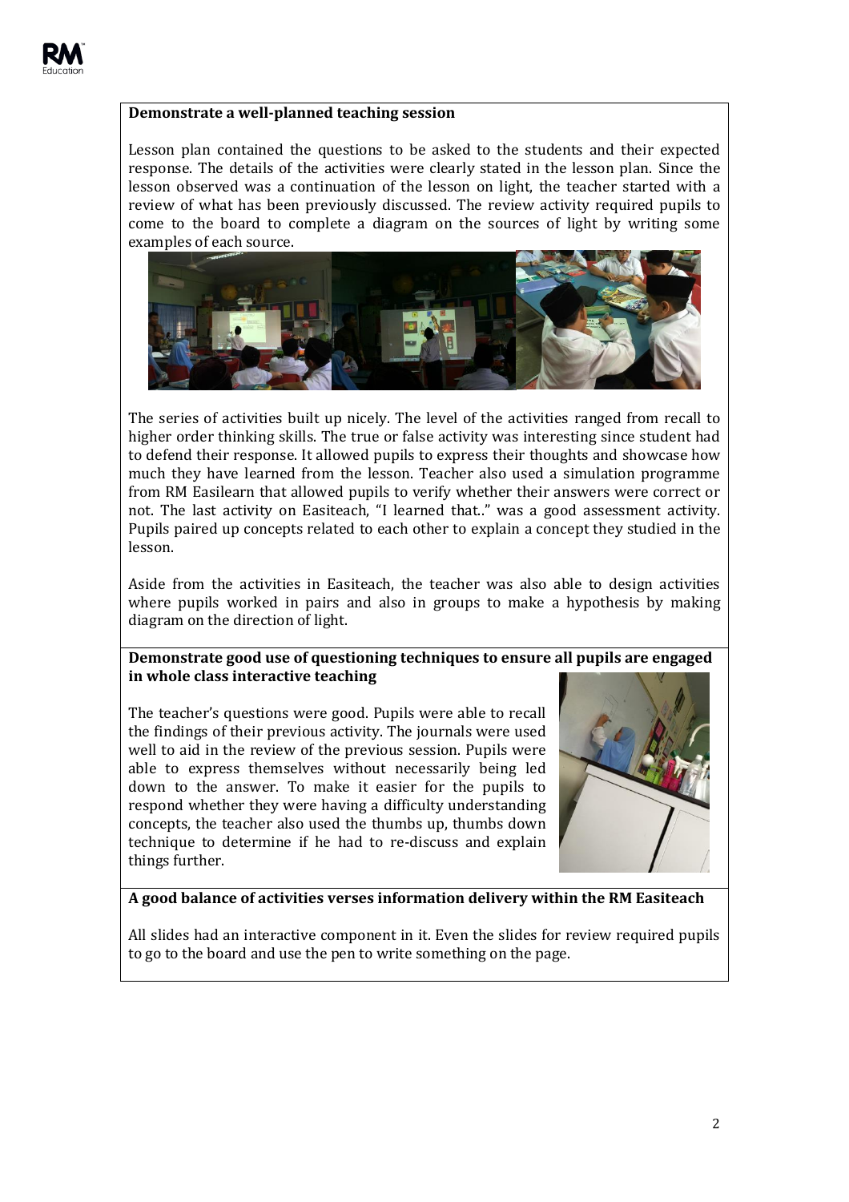**Demonstrate a well-planned teaching session**

Lesson plan contained the questions to be asked to the students and their expected response. The details of the activities were clearly stated in the lesson plan. Since the lesson observed was a continuation of the lesson on light, the teacher started with a review of what has been previously discussed. The review activity required pupils to come to the board to complete a diagram on the sources of light by writing some examples of each source.

The series of activities built up nicely. The level of the activities ranged from recall to higher order thinking skills. The true or false activity was interesting since student had to defend their response. It allowed pupils to express their thoughts and showcase how much they have learned from the lesson. Teacher also used a simulation programme from RM Easilearn that allowed pupils to verify whether their answers were correct or not. The last activity on Easiteach, "I learned that.." was a good assessment activity. Pupils paired up concepts related to each other to explain a concept they studied in the lesson.

Aside from the activities in Easiteach, the teacher was also able to design activities where pupils worked in pairs and also in groups to make a hypothesis by making diagram on the direction of light.

**Demonstrate good use of questioning techniques to ensure all pupils are engaged in whole class interactive teaching**

The teacher's questions were good. Pupils were able to recall the findings of their previous activity. The journals were used well to aid in the review of the previous session. Pupils were able to express themselves without necessarily being led down to the answer. To make it easier for the pupils to respond whether they were having a difficulty understanding concepts, the teacher also used the thumbs up, thumbs down technique to determine if he had to re-discuss and explain things further.

**A good balance of activities verses information delivery within the RM Easiteach**

All slides had an interactive component in it. Even the slides for review required pupils to go to the board and use the pen to write something on the page.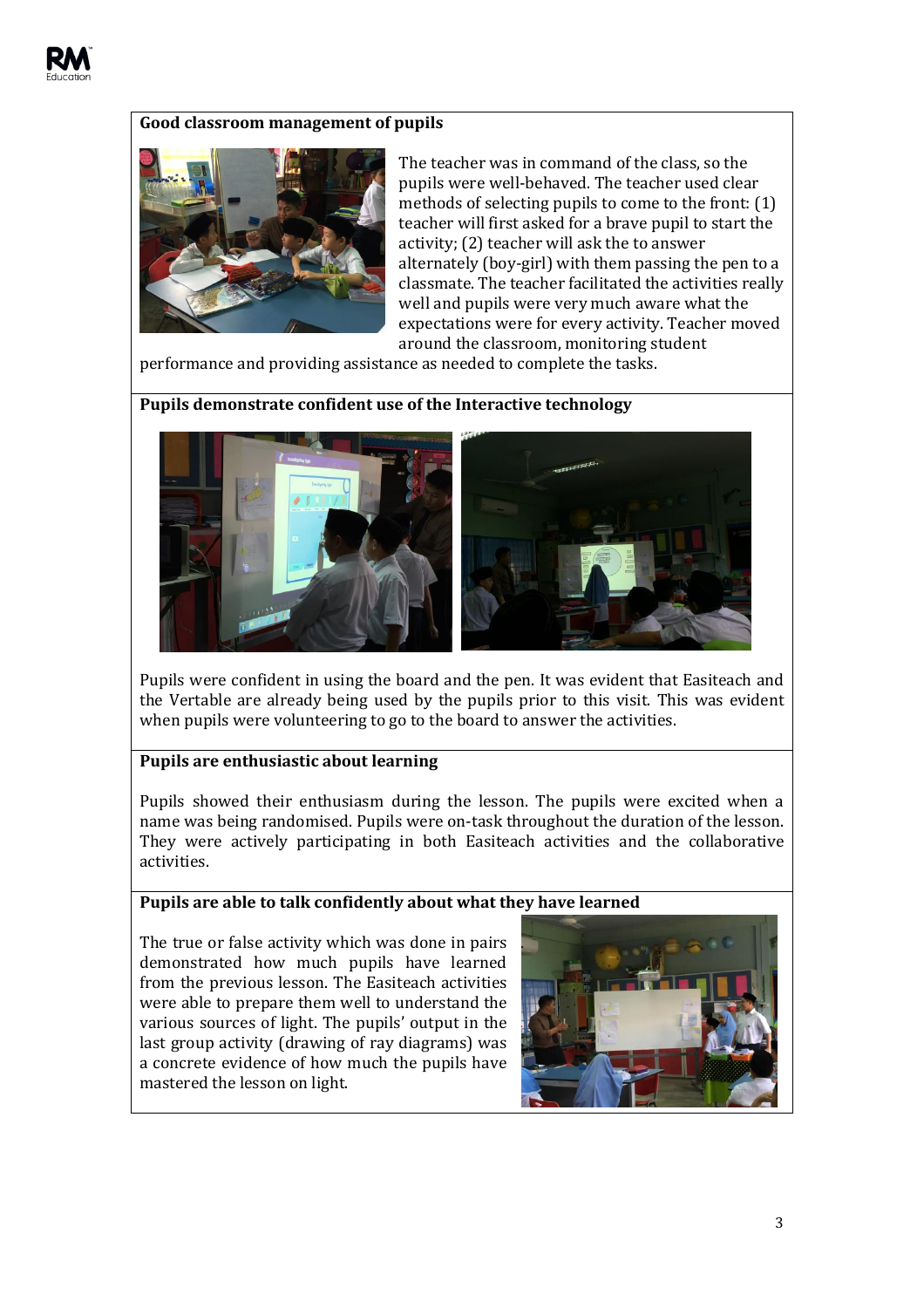### Good classroom management of pupils

The teacher was in command of the class, so the pupils were well-behaved. The teacher used clear methods of selecting pupils to come to the front: (1) teacher will first asked for a brave pupil to start the activity; (2) teacher will ask the to answer alternately (boy-girl) with them passing the pen to a classmate. The teacher facilitated the activities really well and pupils were very much aware what the expectations were for every activity. Teacher moved around the classroom, monitoring student performance and providing assistance as needed to complete the tasks.

### Pupils demonstrate confident use of the Interactive technology

Pupils were confident in using the board and the pen. It was evident that Easiteach and the Vertable are already being used by the pupils prior to this visit. This was evident when pupils were volunteering to go to the board to answer the activities.

### Pupils are enthusiastic about learning

Pupils showed their enthusiasm during the lesson. The pupils were excited when a name was being randomised. Pupils were on-task throughout the duration of the lesson. They were actively participating in both Easiteach activities and the collaborative activities.

### Pupils are able to talk confidently about what they have learned

The true or false activity which was done in pairs demonstrated how much pupils have learned from the previous lesson. The Easiteach activities were able to prepare them well to understand the various sources of light. The pupils' output in the last group activity (drawing of ray diagrams) was a concrete evidence of how much the pupils have mastered the lesson on light.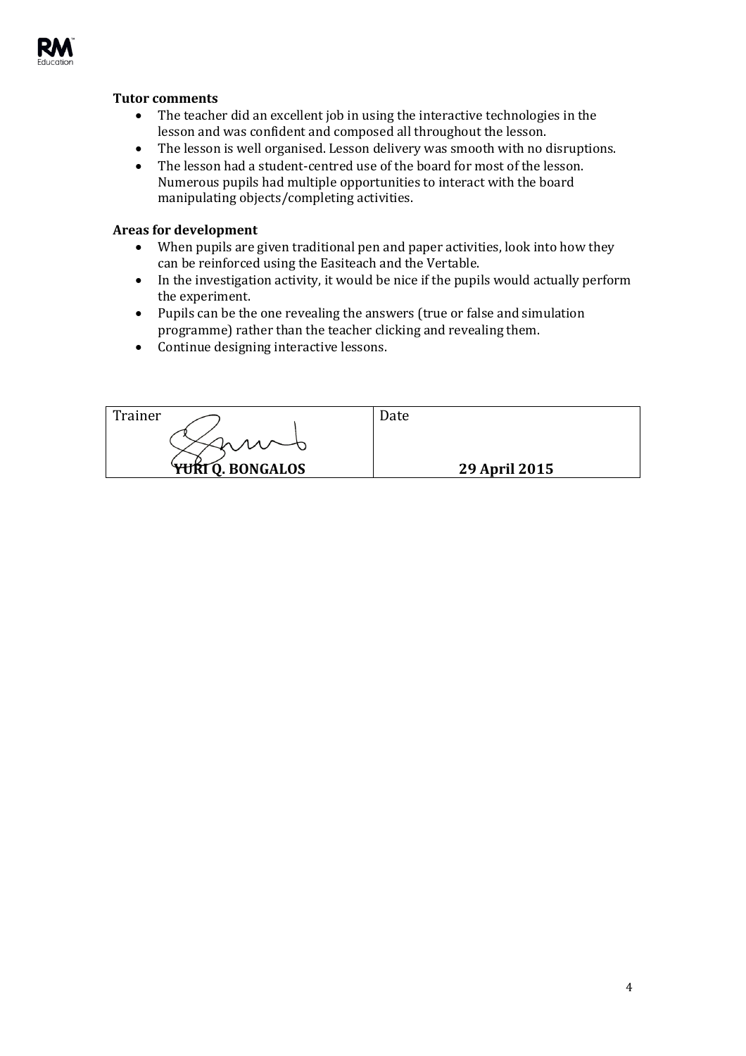**Tutor comments**

- The teacher did an excellent job in using the interactive technologies in the lesson and was confident and composed all throughout the lesson.
- The lesson is well organised. Lesson delivery was smooth with no disruptions.
- The lesson had a student-centred use of the board for most of the lesson. Numerous pupils had multiple opportunities to interact with the board manipulating objects/completing activities.

**Areas for development**

- When pupils are given traditional pen and paper activities, look into how they can be reinforced using the Easiteach and the Vertable.
- In the investigation activity, it would be nice if the pupils would actually perform the experiment.
- Pupils can be the one revealing the answers (true or false and simulation programme) rather than the teacher clicking and revealing them.
- Continue designing interactive lessons.

| | |
|---|---|
| Trainer<br>**YURI Q. BONGALOS** | Date<br>**29 April 2015** |